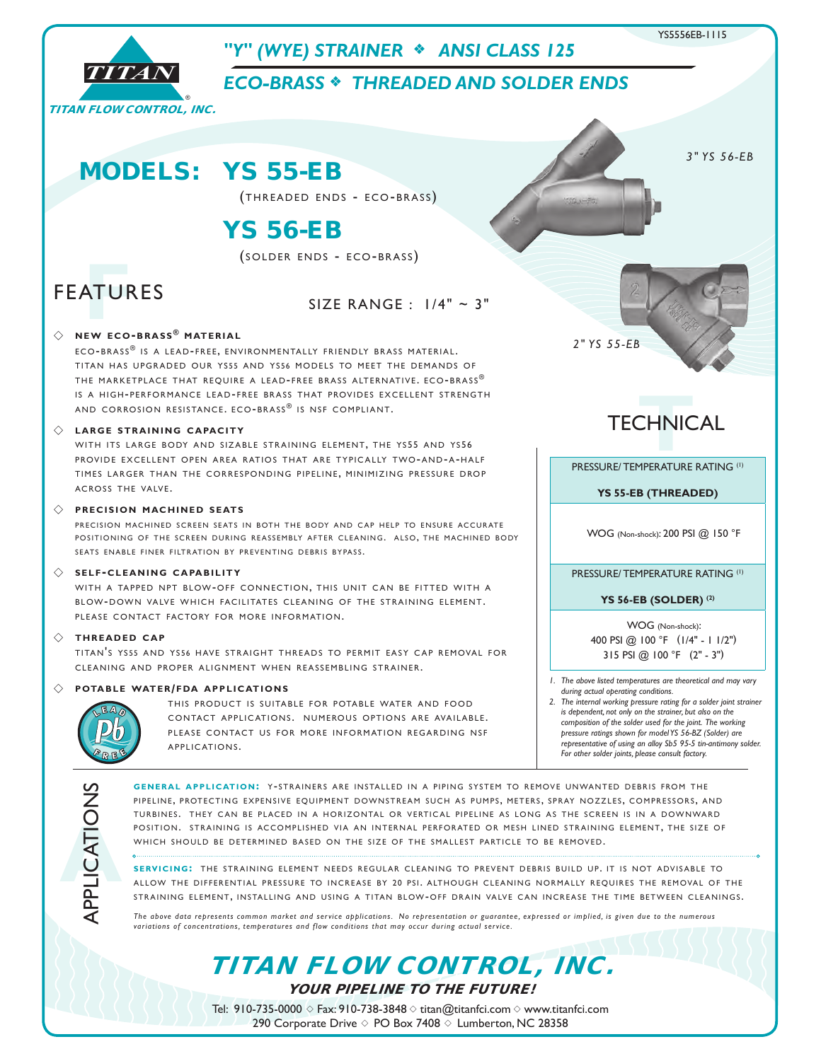YS5556EB-1115

**TITAN FLOW CONTROL, INC.**

# "Y" (WYE) STRAINER ❖ ANSI CLASS 125

## ECO-BRASS ❖ THREADED AND SOLDER ENDS

# MODELS: YS 55-EB

(THREADED ENDS - ECO-BRASS)

# YS 56-EB

(SOLDER ENDS - ECO-BRASS)

3" YS 56-EB

2" YS 55-EB

## FEATURES

SIZE RANGE : 1/4" ~ 3"

◇ **NEW ECO-BRASS® MATERIAL**

ECO-BRASS® IS A LEAD-FREE, ENVIRONMENTALLY FRIENDLY BRASS MATERIAL. TITAN HAS UPGRADED OUR YS55 AND YS56 MODELS TO MEET THE DEMANDS OF THE MARKETPLACE THAT REQUIRE A LEAD-FREE BRASS ALTERNATIVE. ECO-BRASS® IS A HIGH-PERFORMANCE LEAD-FREE BRASS THAT PROVIDES EXCELLENT STRENGTH AND CORROSION RESISTANCE. ECO-BRASS® IS NSF COMPLIANT.

◇ **LARGE STRAINING CAPACITY**

WITH ITS LARGE BODY AND SIZABLE STRAINING ELEMENT, THE YS55 AND YS56 PROVIDE EXCELLENT OPEN AREA RATIOS THAT ARE TYPICALLY TWO-AND-A-HALF TIMES LARGER THAN THE CORRESPONDING PIPELINE, MINIMIZING PRESSURE DROP ACROSS THE VALVE.

◇ **PRECISION MACHINED SEATS**

PRECISION MACHINED SCREEN SEATS IN BOTH THE BODY AND CAP HELP TO ENSURE ACCURATE POSITIONING OF THE SCREEN DURING REASSEMBLY AFTER CLEANING. ALSO, THE MACHINED BODY SEATS ENABLE FINER FILTRATION BY PREVENTING DEBRIS BYPASS.

◇ **SELF-CLEANING CAPABILITY**

WITH A TAPPED NPT BLOW-OFF CONNECTION, THIS UNIT CAN BE FITTED WITH A BLOW-DOWN VALVE WHICH FACILITATES CLEANING OF THE STRAINING ELEMENT. PLEASE CONTACT FACTORY FOR MORE INFORMATION.

◇ **THREADED CAP**

TITAN'S YS55 AND YS56 HAVE STRAIGHT THREADS TO PERMIT EASY CAP REMOVAL FOR CLEANING AND PROPER ALIGNMENT WHEN REASSEMBLING STRAINER.

◇ **POTABLE WATER/FDA APPLICATIONS**

LEAD Pb FREE

THIS PRODUCT IS SUITABLE FOR POTABLE WATER AND FOOD CONTACT APPLICATIONS. NUMEROUS OPTIONS ARE AVAILABLE. PLEASE CONTACT US FOR MORE INFORMATION REGARDING NSF APPLICATIONS.

## TECHNICAL

| PRESSURE/ TEMPERATURE RATING [1] |
|---|
| **YS 55-EB (THREADED)** |
| WOG (Non-shock): 200 PSI @ 150 °F |
| PRESSURE/ TEMPERATURE RATING [1] |
| **YS 56-EB (SOLDER) [2]** |
| WOG (Non-shock): 400 PSI @ 100 °F (1/4" - 1 1/2") 315 PSI @ 100 °F (2" - 3") |

1. *The above listed temperatures are theoretical and may vary during actual operating conditions.*
2. *The internal working pressure rating for a solder joint strainer is dependent, not only on the strainer, but also on the composition of the solder used for the joint. The working pressure ratings shown for model YS 56-BZ (Solder) are representative of using an alloy Sb5 95-5 tin-antimony solder. For other solder joints, please consult factory.*

## APPLICATIONS

**GENERAL APPLICATION:** Y-STRAINERS ARE INSTALLED IN A PIPING SYSTEM TO REMOVE UNWANTED DEBRIS FROM THE PIPELINE, PROTECTING EXPENSIVE EQUIPMENT DOWNSTREAM SUCH AS PUMPS, METERS, SPRAY NOZZLES, COMPRESSORS, AND TURBINES. THEY CAN BE PLACED IN A HORIZONTAL OR VERTICAL PIPELINE AS LONG AS THE SCREEN IS IN A DOWNWARD POSITION. STRAINING IS ACCOMPLISHED VIA AN INTERNAL PERFORATED OR MESH LINED STRAINING ELEMENT, THE SIZE OF WHICH SHOULD BE DETERMINED BASED ON THE SIZE OF THE SMALLEST PARTICLE TO BE REMOVED.

**SERVICING:** THE STRAINING ELEMENT NEEDS REGULAR CLEANING TO PREVENT DEBRIS BUILD UP. IT IS NOT ADVISABLE TO ALLOW THE DIFFERENTIAL PRESSURE TO INCREASE BY 20 PSI. ALTHOUGH CLEANING NORMALLY REQUIRES THE REMOVAL OF THE STRAINING ELEMENT, INSTALLING AND USING A TITAN BLOW-OFF DRAIN VALVE CAN INCREASE THE TIME BETWEEN CLEANINGS.

*The above data represents common market and service applications. No representation or guarantee, expressed or implied, is given due to the numerous variations of concentrations, temperatures and flow conditions that may occur during actual service.*

# TITAN FLOW CONTROL, INC.

**YOUR PIPELINE TO THE FUTURE!**

Tel: 910-735-0000 ◇ Fax: 910-738-3848 ◇ titan@titanfci.com ◇ www.titanfci.com
290 Corporate Drive ◇ PO Box 7408 ◇ Lumberton, NC 28358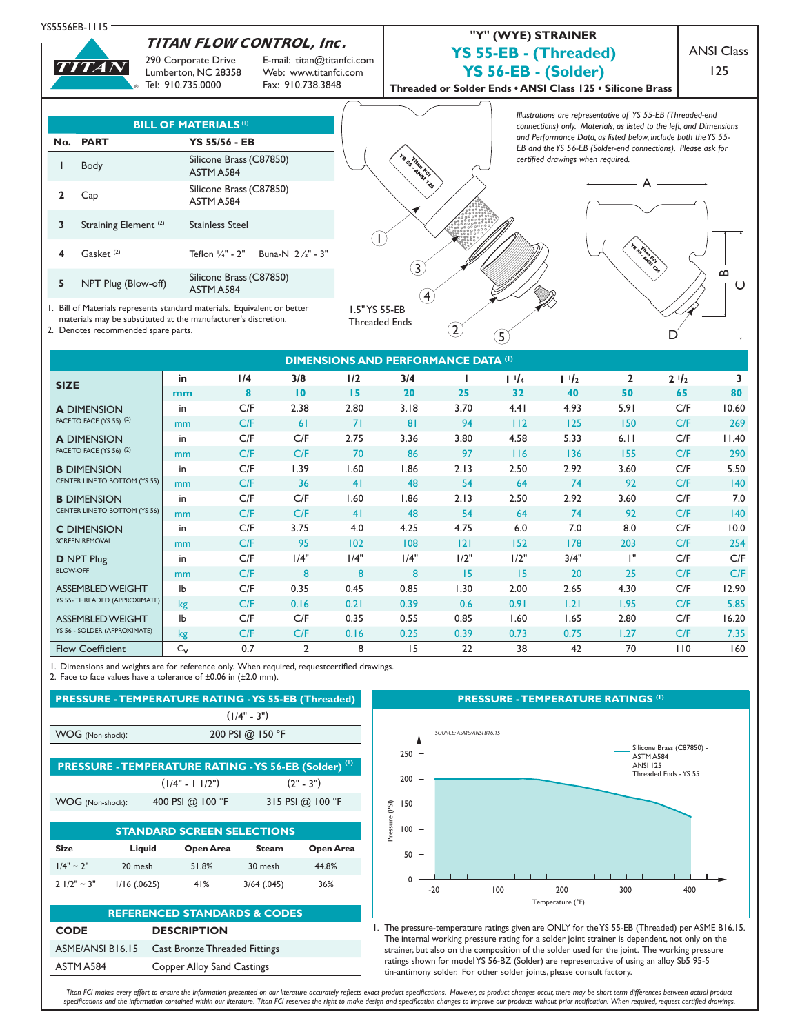YS5556EB-1115

# TITAN FLOW CONTROL, Inc.

290 Corporate Drive
Lumberton, NC 28358
Tel: 910.735.0000

E-mail: titan@titanfci.com
Web: www.titanfci.com
Fax: 910.738.3848

## "Y" (WYE) STRAINER
## YS 55-EB - (Threaded)
## YS 56-EB - (Solder)

**Threaded or Solder Ends • ANSI Class 125 • Silicone Brass**

ANSI Class 125

### BILL OF MATERIALS (1)

| No. | PART | YS 55/56 - EB |
|---|---|---|
| 1 | Body | Silicone Brass (C87850) ASTM A584 |
| 2 | Cap | Silicone Brass (C87850) ASTM A584 |
| 3 | Straining Element (2) | Stainless Steel |
| 4 | Gasket (2) | Teflon ¼" - 2" Buna-N 2½" - 3" |
| 5 | NPT Plug (Blow-off) | Silicone Brass (C87850) ASTM A584 |

1. Bill of Materials represents standard materials. Equivalent or better materials may be substituted at the manufacturer's discretion.
2. Denotes recommended spare parts.

1.5" YS 55-EB Threaded Ends

*Illustrations are representative of YS 55-EB (Threaded-end connections) only. Materials, as listed to the left, and Dimensions and Performance Data, as listed below, include both the YS 55-EB and the YS 56-EB (Solder-end connections). Please ask for certified drawings when required.*

### DIMENSIONS AND PERFORMANCE DATA (1)

| SIZE | | 1/4 | 3/8 | 1/2 | 3/4 | 1 | 1 1/4 | 1 1/2 | 2 | 2 1/2 | 3 |
|---|---|---|---|---|---|---|---|---|---|---|---|
| | mm | 8 | 10 | 15 | 20 | 25 | 32 | 40 | 50 | 65 | 80 |
| **A** DIMENSION FACE TO FACE (YS 55) (2) | in | C/F | 2.38 | 2.80 | 3.18 | 3.70 | 4.41 | 4.93 | 5.91 | C/F | 10.60 |
| | mm | C/F | 61 | 71 | 81 | 94 | 112 | 125 | 150 | C/F | 269 |
| **A** DIMENSION FACE TO FACE (YS 56) (2) | in | C/F | C/F | 2.75 | 3.36 | 3.80 | 4.58 | 5.33 | 6.11 | C/F | 11.40 |
| | mm | C/F | C/F | 70 | 86 | 97 | 116 | 136 | 155 | C/F | 290 |
| **B** DIMENSION CENTER LINE TO BOTTOM (YS 55) | in | C/F | 1.39 | 1.60 | 1.86 | 2.13 | 2.50 | 2.92 | 3.60 | C/F | 5.50 |
| | mm | C/F | 36 | 41 | 48 | 54 | 64 | 74 | 92 | C/F | 140 |
| **B** DIMENSION CENTER LINE TO BOTTOM (YS 56) | in | C/F | C/F | 1.60 | 1.86 | 2.13 | 2.50 | 2.92 | 3.60 | C/F | 7.0 |
| | mm | C/F | C/F | 41 | 48 | 54 | 64 | 74 | 92 | C/F | 140 |
| **C** DIMENSION SCREEN REMOVAL | in | C/F | 3.75 | 4.0 | 4.25 | 4.75 | 6.0 | 7.0 | 8.0 | C/F | 10.0 |
| | mm | C/F | 95 | 102 | 108 | 121 | 152 | 178 | 203 | C/F | 254 |
| **D** NPT Plug BLOW-OFF | in | C/F | 1/4" | 1/4" | 1/4" | 1/2" | 1/2" | 3/4" | 1" | C/F | C/F |
| | mm | C/F | 8 | 8 | 8 | 15 | 15 | 20 | 25 | C/F | C/F |
| ASSEMBLED WEIGHT YS 55- THREADED (APPROXIMATE) | lb | C/F | 0.35 | 0.45 | 0.85 | 1.30 | 2.00 | 2.65 | 4.30 | C/F | 12.90 |
| | kg | C/F | 0.16 | 0.21 | 0.39 | 0.6 | 0.91 | 1.21 | 1.95 | C/F | 5.85 |
| ASSEMBLED WEIGHT YS 56 - SOLDER (APPROXIMATE) | lb | C/F | C/F | 0.35 | 0.55 | 0.85 | 1.60 | 1.65 | 2.80 | C/F | 16.20 |
| | kg | C/F | C/F | 0.16 | 0.25 | 0.39 | 0.73 | 0.75 | 1.27 | C/F | 7.35 |
| Flow Coefficient | $C_v$ | 0.7 | 2 | 8 | 15 | 22 | 38 | 42 | 70 | 110 | 160 |

1. Dimensions and weights are for reference only. When required, requestcertified drawings.
2. Face to face values have a tolerance of ±0.06 in (±2.0 mm).

### PRESSURE - TEMPERATURE RATING - YS 55-EB (Threaded)

| | (1/4" - 3") |
|---|---|
| WOG (Non-shock): | 200 PSI @ 150 °F |

### PRESSURE - TEMPERATURE RATING - YS 56-EB (Solder) (1)

| | (1/4" - 1 1/2") | (2" - 3") |
|---|---|---|
| WOG (Non-shock): | 400 PSI @ 100 °F | 315 PSI @ 100 °F |

### STANDARD SCREEN SELECTIONS

| Size | Liquid | Open Area | Steam | Open Area |
|---|---|---|---|---|
| 1/4" ~ 2" | 20 mesh | 51.8% | 30 mesh | 44.8% |
| 2 1/2" ~ 3" | 1/16 (.0625) | 41% | 3/64 (.045) | 36% |

### REFERENCED STANDARDS & CODES

| CODE | DESCRIPTION |
|---|---|
| ASME/ANSI B16.15 | Cast Bronze Threaded Fittings |
| ASTM A584 | Copper Alloy Sand Castings |

### PRESSURE - TEMPERATURE RATINGS (1)

SOURCE: ASME/ANSI B16.15

Silicone Brass (C87850) - ASTM A584
ANSI 125
Threaded Ends - YS 55

Pressure (PSI): 0, 50, 100, 150, 200, 250
Temperature (°F): -20, 100, 200, 300, 400

1. The pressure-temperature ratings given are ONLY for the YS 55-EB (Threaded) per ASME B16.15. The internal working pressure rating for a solder joint strainer is dependent, not only on the strainer, but also on the composition of the solder used for the joint. The working pressure ratings shown for model YS 56-BZ (Solder) are representative of using an alloy Sb5 95-5 tin-antimony solder. For other solder joints, please consult factory.

*Titan FCI makes every effort to ensure the information presented on our literature accurately reflects exact product specifications. However, as product changes occur, there may be short-term differences between actual product specifications and the information contained within our literature. Titan FCI reserves the right to make design and specification changes to improve our products without prior notification. When required, request certified drawings.*